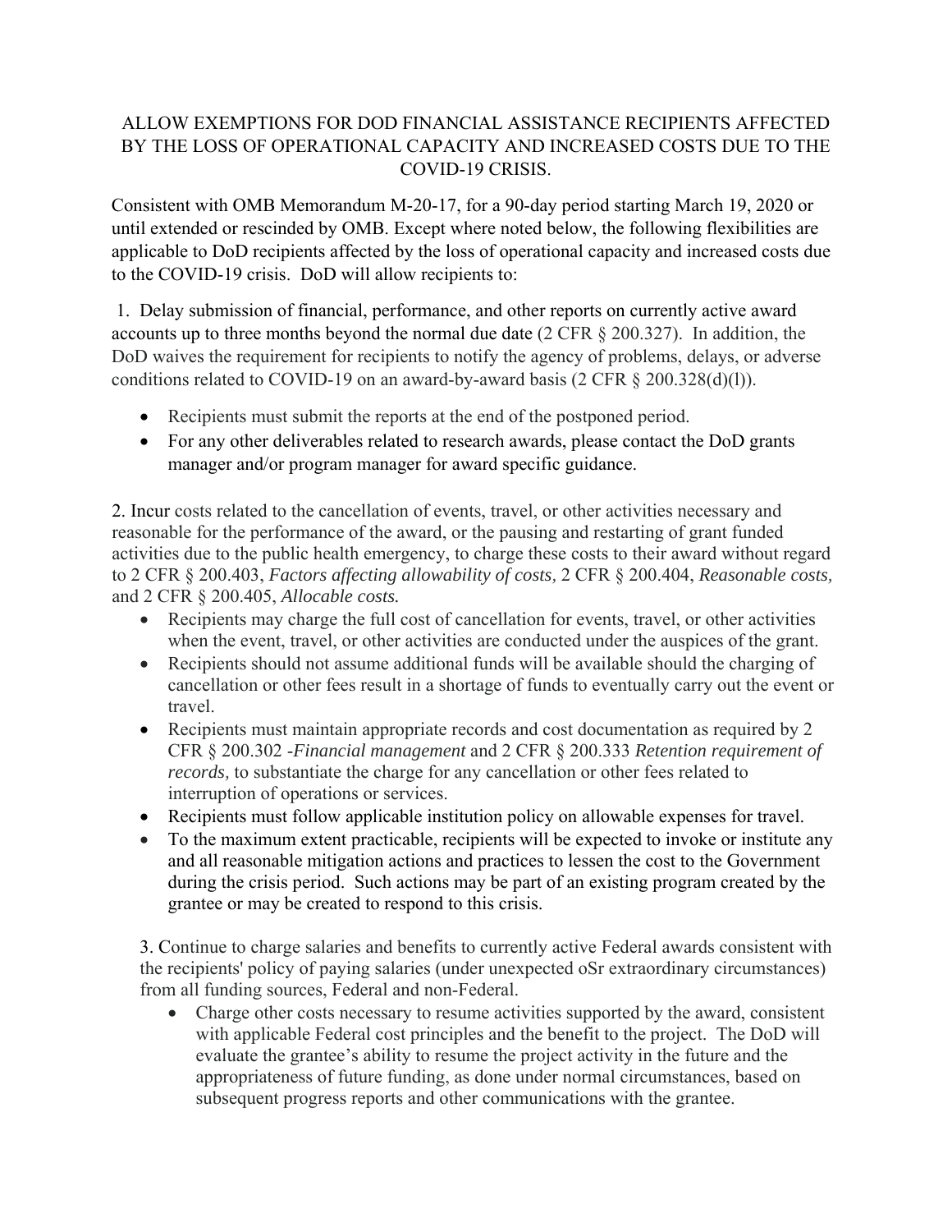# ALLOW EXEMPTIONS FOR DOD FINANCIAL ASSISTANCE RECIPIENTS AFFECTED BY THE LOSS OF OPERATIONAL CAPACITY AND INCREASED COSTS DUE TO THE COVID-19 CRISIS.

Consistent with OMB Memorandum M-20-17, for a 90-day period starting March 19, 2020 or until extended or rescinded by OMB. Except where noted below, the following flexibilities are applicable to DoD recipients affected by the loss of operational capacity and increased costs due to the COVID-19 crisis. DoD will allow recipients to:

1. Delay submission of financial, performance, and other reports on currently active award accounts up to three months beyond the normal due date (2 CFR § 200.327). In addition, the DoD waives the requirement for recipients to notify the agency of problems, delays, or adverse conditions related to COVID-19 on an award-by-award basis (2 CFR § 200.328(d)(l)).

   - Recipients must submit the reports at the end of the postponed period.
   - For any other deliverables related to research awards, please contact the DoD grants manager and/or program manager for award specific guidance.

2. Incur costs related to the cancellation of events, travel, or other activities necessary and reasonable for the performance of the award, or the pausing and restarting of grant funded activities due to the public health emergency, to charge these costs to their award without regard to 2 CFR § 200.403, *Factors affecting allowability of costs,* 2 CFR § 200.404, *Reasonable costs,* and 2 CFR § 200.405, *Allocable costs.*

   - Recipients may charge the full cost of cancellation for events, travel, or other activities when the event, travel, or other activities are conducted under the auspices of the grant.
   - Recipients should not assume additional funds will be available should the charging of cancellation or other fees result in a shortage of funds to eventually carry out the event or travel.
   - Recipients must maintain appropriate records and cost documentation as required by 2 CFR § 200.302 -*Financial management* and 2 CFR § 200.333 *Retention requirement of records,* to substantiate the charge for any cancellation or other fees related to interruption of operations or services.
   - Recipients must follow applicable institution policy on allowable expenses for travel.
   - To the maximum extent practicable, recipients will be expected to invoke or institute any and all reasonable mitigation actions and practices to lessen the cost to the Government during the crisis period. Such actions may be part of an existing program created by the grantee or may be created to respond to this crisis.

3. Continue to charge salaries and benefits to currently active Federal awards consistent with the recipients' policy of paying salaries (under unexpected oSr extraordinary circumstances) from all funding sources, Federal and non-Federal.

   - Charge other costs necessary to resume activities supported by the award, consistent with applicable Federal cost principles and the benefit to the project. The DoD will evaluate the grantee's ability to resume the project activity in the future and the appropriateness of future funding, as done under normal circumstances, based on subsequent progress reports and other communications with the grantee.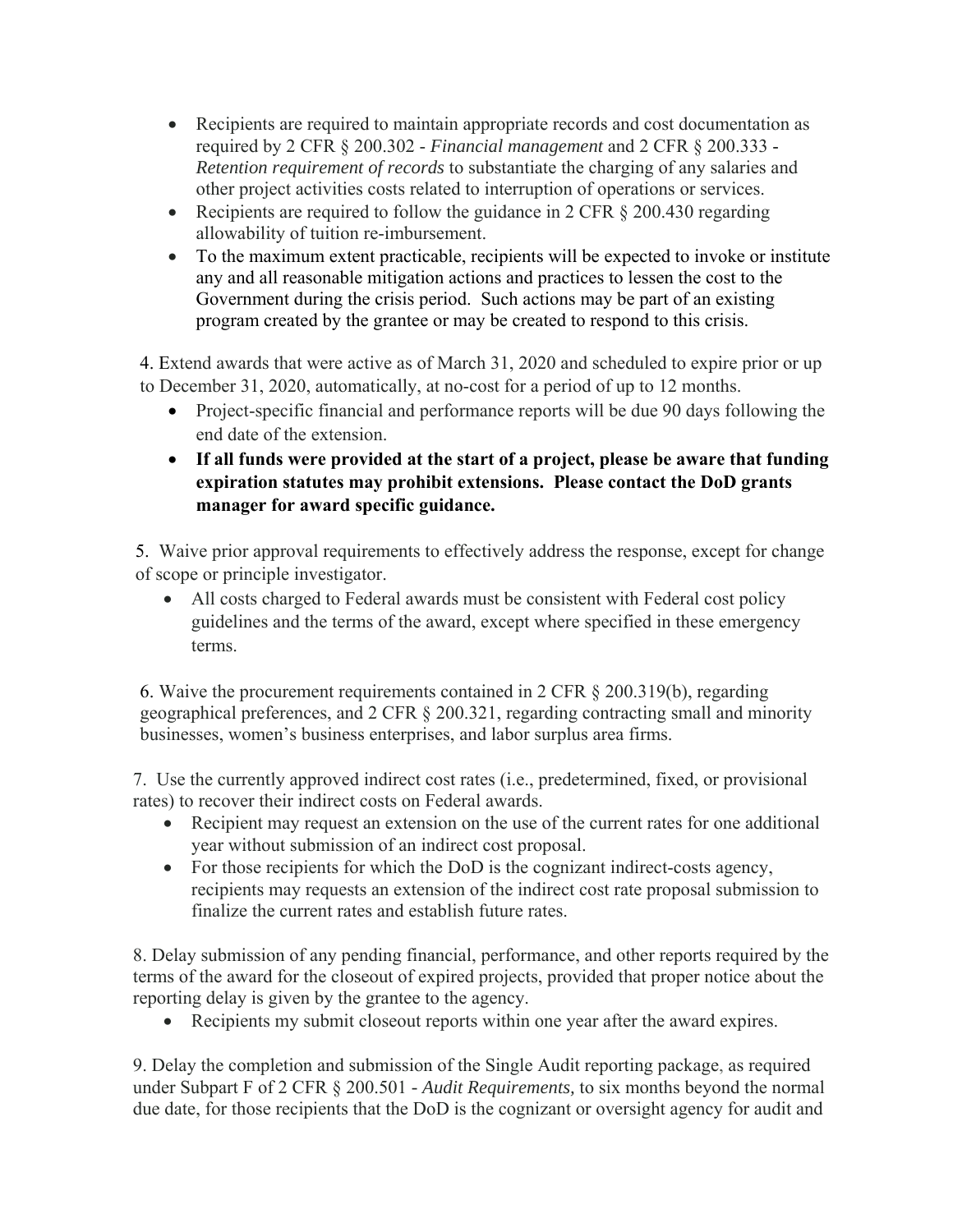- Recipients are required to maintain appropriate records and cost documentation as required by 2 CFR § 200.302 - *Financial management* and 2 CFR § 200.333 - *Retention requirement of records* to substantiate the charging of any salaries and other project activities costs related to interruption of operations or services.
- Recipients are required to follow the guidance in 2 CFR § 200.430 regarding allowability of tuition re-imbursement.
- To the maximum extent practicable, recipients will be expected to invoke or institute any and all reasonable mitigation actions and practices to lessen the cost to the Government during the crisis period. Such actions may be part of an existing program created by the grantee or may be created to respond to this crisis.

4. Extend awards that were active as of March 31, 2020 and scheduled to expire prior or up to December 31, 2020, automatically, at no-cost for a period of up to 12 months.

- Project-specific financial and performance reports will be due 90 days following the end date of the extension.
- **If all funds were provided at the start of a project, please be aware that funding expiration statutes may prohibit extensions. Please contact the DoD grants manager for award specific guidance.**

5. Waive prior approval requirements to effectively address the response, except for change of scope or principle investigator.

- All costs charged to Federal awards must be consistent with Federal cost policy guidelines and the terms of the award, except where specified in these emergency terms.

6. Waive the procurement requirements contained in 2 CFR § 200.319(b), regarding geographical preferences, and 2 CFR § 200.321, regarding contracting small and minority businesses, women's business enterprises, and labor surplus area firms.

7. Use the currently approved indirect cost rates (i.e., predetermined, fixed, or provisional rates) to recover their indirect costs on Federal awards.

- Recipient may request an extension on the use of the current rates for one additional year without submission of an indirect cost proposal.
- For those recipients for which the DoD is the cognizant indirect-costs agency, recipients may requests an extension of the indirect cost rate proposal submission to finalize the current rates and establish future rates.

8. Delay submission of any pending financial, performance, and other reports required by the terms of the award for the closeout of expired projects, provided that proper notice about the reporting delay is given by the grantee to the agency.

- Recipients my submit closeout reports within one year after the award expires.

9. Delay the completion and submission of the Single Audit reporting package, as required under Subpart F of 2 CFR § 200.501 - *Audit Requirements,* to six months beyond the normal due date, for those recipients that the DoD is the cognizant or oversight agency for audit and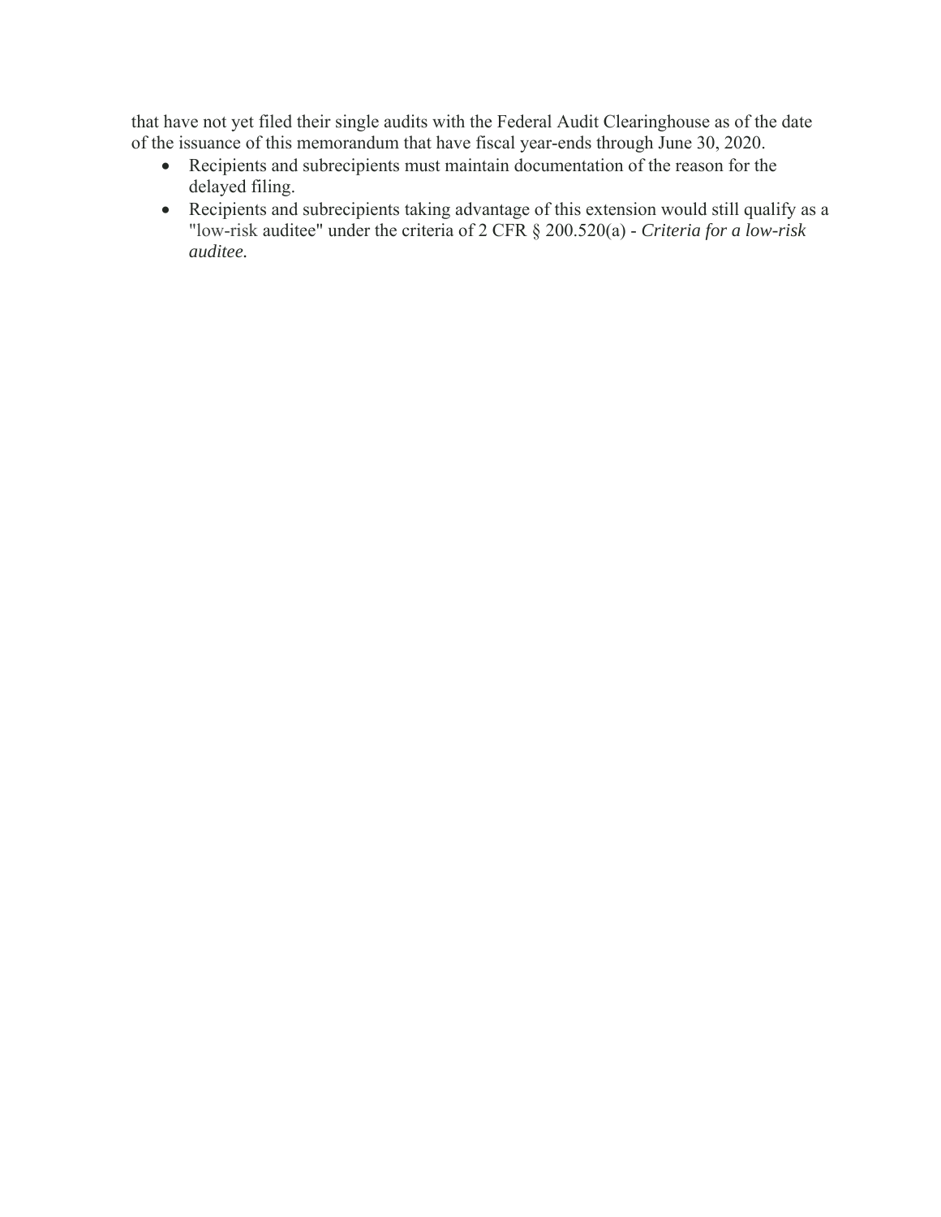that have not yet filed their single audits with the Federal Audit Clearinghouse as of the date of the issuance of this memorandum that have fiscal year-ends through June 30, 2020.

- Recipients and subrecipients must maintain documentation of the reason for the delayed filing.
- Recipients and subrecipients taking advantage of this extension would still qualify as a "low-risk auditee" under the criteria of 2 CFR § 200.520(a) - *Criteria for a low-risk auditee.*